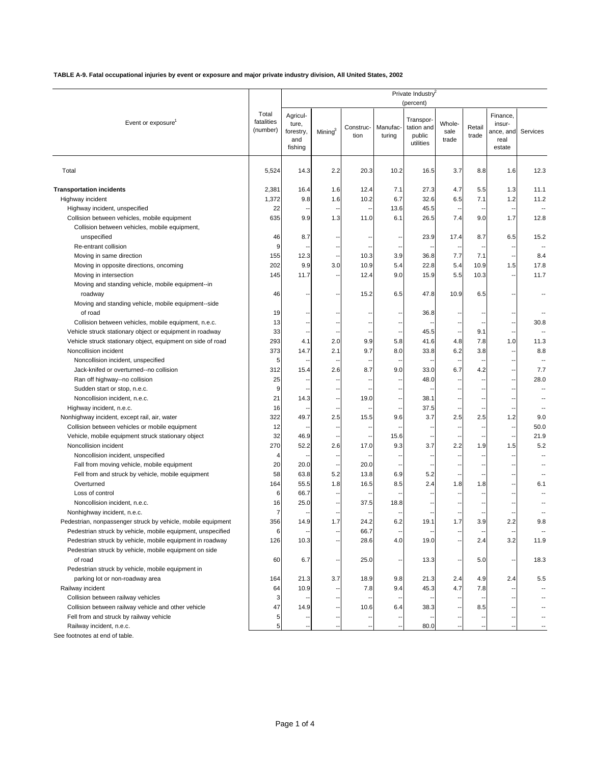**TABLE A-9. Fatal occupational injuries by event or exposure and major private industry division, All United States, 2002**

| Event or exposure[1] | Total fatalities (number) | Private Industry[2] (percent) | | | | | | | | |
|---|---|---|---|---|---|---|---|---|---|---|
| | | Agriculture, forestry, and fishing | Mining[3] | Construction | Manufacturing | Transportation and public utilities | Wholesale trade | Retail trade | Finance, insurance, and real estate | Services |
| Total | 5,524 | 14.3 | 2.2 | 20.3 | 10.2 | 16.5 | 3.7 | 8.8 | 1.6 | 12.3 |
| **Transportation incidents** | 2,381 | 16.4 | 1.6 | 12.4 | 7.1 | 27.3 | 4.7 | 5.5 | 1.3 | 11.1 |
| Highway incident | 1,372 | 9.8 | 1.6 | 10.2 | 6.7 | 32.6 | 6.5 | 7.1 | 1.2 | 11.2 |
| Highway incident, unspecified | 22 | -- | -- | -- | 13.6 | 45.5 | -- | -- | -- | -- |
| Collision between vehicles, mobile equipment | 635 | 9.9 | 1.3 | 11.0 | 6.1 | 26.5 | 7.4 | 9.0 | 1.7 | 12.8 |
| Collision between vehicles, mobile equipment, unspecified | 46 | 8.7 | -- | -- | -- | 23.9 | 17.4 | 8.7 | 6.5 | 15.2 |
| Re-entrant collision | 9 | -- | -- | -- | -- | -- | -- | -- | -- | -- |
| Moving in same direction | 155 | 12.3 | -- | 10.3 | 3.9 | 36.8 | 7.7 | 7.1 | -- | 8.4 |
| Moving in opposite directions, oncoming | 202 | 9.9 | 3.0 | 10.9 | 5.4 | 22.8 | 5.4 | 10.9 | 1.5 | 17.8 |
| Moving in intersection | 145 | 11.7 | -- | 12.4 | 9.0 | 15.9 | 5.5 | 10.3 | -- | 11.7 |
| Moving and standing vehicle, mobile equipment--in roadway | 46 | -- | -- | 15.2 | 6.5 | 47.8 | 10.9 | 6.5 | -- | -- |
| Moving and standing vehicle, mobile equipment--side of road | 19 | -- | -- | -- | -- | 36.8 | -- | -- | -- | -- |
| Collision between vehicles, mobile equipment, n.e.c. | 13 | -- | -- | -- | -- | -- | -- | -- | -- | 30.8 |
| Vehicle struck stationary object or equipment in roadway | 33 | -- | -- | -- | -- | 45.5 | -- | 9.1 | -- | -- |
| Vehicle struck stationary object, equipment on side of road | 293 | 4.1 | 2.0 | 9.9 | 5.8 | 41.6 | 4.8 | 7.8 | 1.0 | 11.3 |
| Noncollision incident | 373 | 14.7 | 2.1 | 9.7 | 8.0 | 33.8 | 6.2 | 3.8 | -- | 8.8 |
| Noncollision incident, unspecified | 5 | -- | -- | -- | -- | -- | -- | -- | -- | -- |
| Jack-knifed or overturned--no collision | 312 | 15.4 | 2.6 | 8.7 | 9.0 | 33.0 | 6.7 | 4.2 | -- | 7.7 |
| Ran off highway--no collision | 25 | -- | -- | -- | -- | 48.0 | -- | -- | -- | 28.0 |
| Sudden start or stop, n.e.c. | 9 | -- | -- | -- | -- | -- | -- | -- | -- | -- |
| Noncollision incident, n.e.c. | 21 | 14.3 | -- | 19.0 | -- | 38.1 | -- | -- | -- | -- |
| Highway incident, n.e.c. | 16 | -- | -- | -- | -- | 37.5 | -- | -- | -- | -- |
| Nonhighway incident, except rail, air, water | 322 | 49.7 | 2.5 | 15.5 | 9.6 | 3.7 | 2.5 | 2.5 | 1.2 | 9.0 |
| Collision between vehicles or mobile equipment | 12 | -- | -- | -- | -- | -- | -- | -- | -- | 50.0 |
| Vehicle, mobile equipment struck stationary object | 32 | 46.9 | -- | -- | 15.6 | -- | -- | -- | -- | 21.9 |
| Noncollision incident | 270 | 52.2 | 2.6 | 17.0 | 9.3 | 3.7 | 2.2 | 1.9 | 1.5 | 5.2 |
| Noncollision incident, unspecified | 4 | -- | -- | -- | -- | -- | -- | -- | -- | -- |
| Fall from moving vehicle, mobile equipment | 20 | 20.0 | -- | 20.0 | -- | -- | -- | -- | -- | -- |
| Fell from and struck by vehicle, mobile equipment | 58 | 63.8 | 5.2 | 13.8 | 6.9 | 5.2 | -- | -- | -- | -- |
| Overturned | 164 | 55.5 | 1.8 | 16.5 | 8.5 | 2.4 | 1.8 | 1.8 | -- | 6.1 |
| Loss of control | 6 | 66.7 | -- | -- | -- | -- | -- | -- | -- | -- |
| Noncollision incident, n.e.c. | 16 | 25.0 | -- | 37.5 | 18.8 | -- | -- | -- | -- | -- |
| Nonhighway incident, n.e.c. | 7 | -- | -- | -- | -- | -- | -- | -- | -- | -- |
| Pedestrian, nonpassenger struck by vehicle, mobile equipment | 356 | 14.9 | 1.7 | 24.2 | 6.2 | 19.1 | 1.7 | 3.9 | 2.2 | 9.8 |
| Pedestrian struck by vehicle, mobile equipment, unspecified | 6 | -- | -- | 66.7 | -- | -- | -- | -- | -- | -- |
| Pedestrian struck by vehicle, mobile equipment in roadway | 126 | 10.3 | -- | 28.6 | 4.0 | 19.0 | -- | 2.4 | 3.2 | 11.9 |
| Pedestrian struck by vehicle, mobile equipment on side of road | 60 | 6.7 | -- | 25.0 | -- | 13.3 | -- | 5.0 | -- | 18.3 |
| Pedestrian struck by vehicle, mobile equipment in parking lot or non-roadway area | 164 | 21.3 | 3.7 | 18.9 | 9.8 | 21.3 | 2.4 | 4.9 | 2.4 | 5.5 |
| Railway incident | 64 | 10.9 | -- | 7.8 | 9.4 | 45.3 | 4.7 | 7.8 | -- | -- |
| Collision between railway vehicles | 3 | -- | -- | -- | -- | -- | -- | -- | -- | -- |
| Collision between railway vehicle and other vehicle | 47 | 14.9 | -- | 10.6 | 6.4 | 38.3 | -- | 8.5 | -- | -- |
| Fell from and struck by railway vehicle | 5 | -- | -- | -- | -- | -- | -- | -- | -- | -- |
| Railway incident, n.e.c. | 5 | -- | -- | -- | -- | 80.0 | -- | -- | -- | -- |

See footnotes at end of table.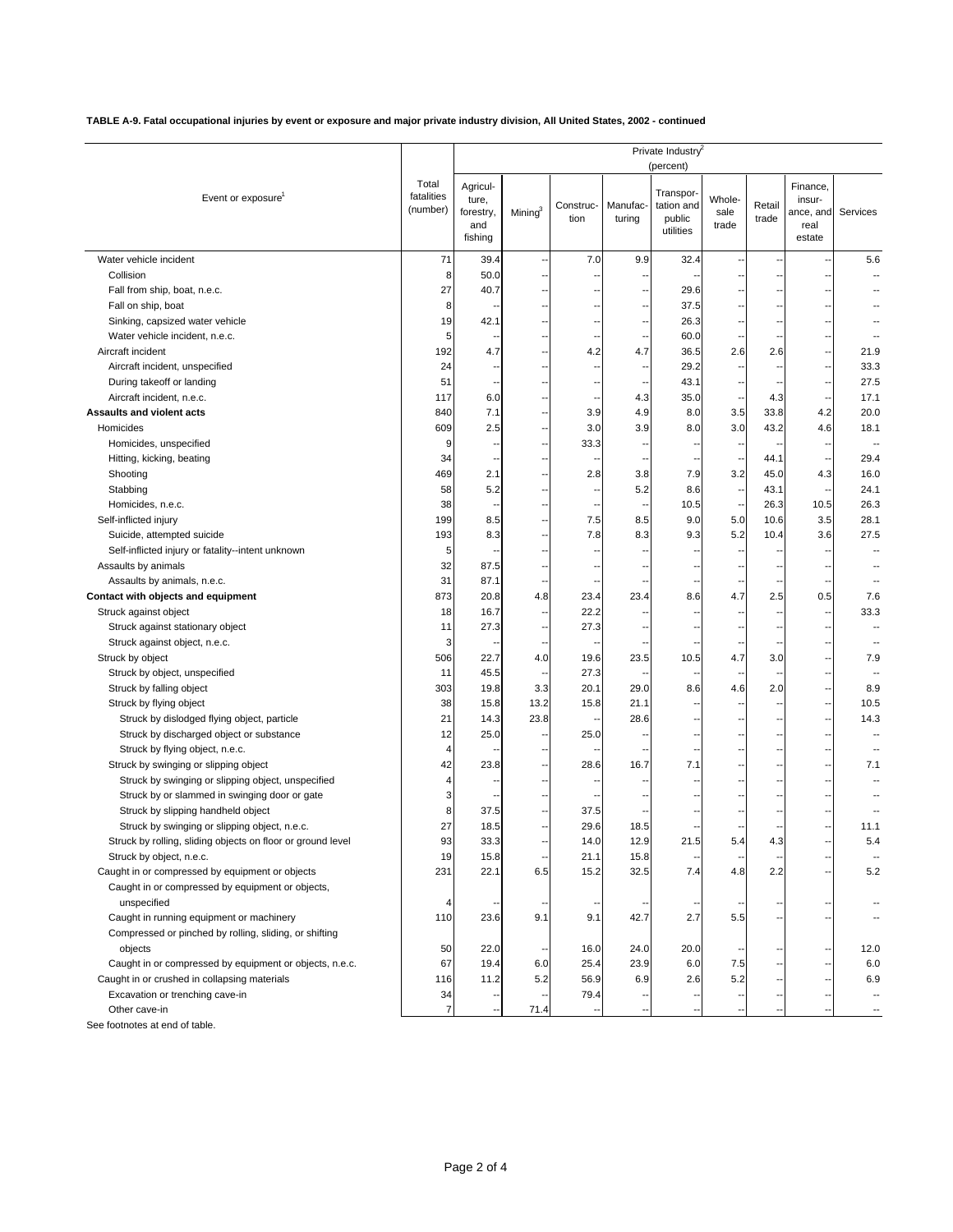**TABLE A-9. Fatal occupational injuries by event or exposure and major private industry division, All United States, 2002 - continued**

| Event or exposure[1] | Total fatalities (number) | Private Industry[2] (percent) | | | | | | | | |
|---|---|---|---|---|---|---|---|---|---|---|
| | | Agriculture, forestry, and fishing | Mining[3] | Construction | Manufacturing | Transportation and public utilities | Wholesale trade | Retail trade | Finance, insurance, and real estate | Services |
| Water vehicle incident | 71 | 39.4 | -- | 7.0 | 9.9 | 32.4 | -- | -- | -- | 5.6 |
| Collision | 8 | 50.0 | -- | -- | -- | -- | -- | -- | -- | -- |
| Fall from ship, boat, n.e.c. | 27 | 40.7 | -- | -- | -- | 29.6 | -- | -- | -- | -- |
| Fall on ship, boat | 8 | -- | -- | -- | -- | 37.5 | -- | -- | -- | -- |
| Sinking, capsized water vehicle | 19 | 42.1 | -- | -- | -- | 26.3 | -- | -- | -- | -- |
| Water vehicle incident, n.e.c. | 5 | -- | -- | -- | -- | 60.0 | -- | -- | -- | -- |
| Aircraft incident | 192 | 4.7 | -- | 4.2 | 4.7 | 36.5 | 2.6 | 2.6 | -- | 21.9 |
| Aircraft incident, unspecified | 24 | -- | -- | -- | -- | 29.2 | -- | -- | -- | 33.3 |
| During takeoff or landing | 51 | -- | -- | -- | -- | 43.1 | -- | -- | -- | 27.5 |
| Aircraft incident, n.e.c. | 117 | 6.0 | -- | -- | 4.3 | 35.0 | -- | 4.3 | -- | 17.1 |
| **Assaults and violent acts** | 840 | 7.1 | -- | 3.9 | 4.9 | 8.0 | 3.5 | 33.8 | 4.2 | 20.0 |
| Homicides | 609 | 2.5 | -- | 3.0 | 3.9 | 8.0 | 3.0 | 43.2 | 4.6 | 18.1 |
| Homicides, unspecified | 9 | -- | -- | 33.3 | -- | -- | -- | -- | -- | -- |
| Hitting, kicking, beating | 34 | -- | -- | -- | -- | -- | -- | 44.1 | -- | 29.4 |
| Shooting | 469 | 2.1 | -- | 2.8 | 3.8 | 7.9 | 3.2 | 45.0 | 4.3 | 16.0 |
| Stabbing | 58 | 5.2 | -- | -- | 5.2 | 8.6 | -- | 43.1 | -- | 24.1 |
| Homicides, n.e.c. | 38 | -- | -- | -- | -- | 10.5 | -- | 26.3 | 10.5 | 26.3 |
| Self-inflicted injury | 199 | 8.5 | -- | 7.5 | 8.5 | 9.0 | 5.0 | 10.6 | 3.5 | 28.1 |
| Suicide, attempted suicide | 193 | 8.3 | -- | 7.8 | 8.3 | 9.3 | 5.2 | 10.4 | 3.6 | 27.5 |
| Self-inflicted injury or fatality--intent unknown | 5 | -- | -- | -- | -- | -- | -- | -- | -- | -- |
| Assaults by animals | 32 | 87.5 | -- | -- | -- | -- | -- | -- | -- | -- |
| Assaults by animals, n.e.c. | 31 | 87.1 | -- | -- | -- | -- | -- | -- | -- | -- |
| **Contact with objects and equipment** | 873 | 20.8 | 4.8 | 23.4 | 23.4 | 8.6 | 4.7 | 2.5 | 0.5 | 7.6 |
| Struck against object | 18 | 16.7 | -- | 22.2 | -- | -- | -- | -- | -- | 33.3 |
| Struck against stationary object | 11 | 27.3 | -- | 27.3 | -- | -- | -- | -- | -- | -- |
| Struck against object, n.e.c. | 3 | -- | -- | -- | -- | -- | -- | -- | -- | -- |
| Struck by object | 506 | 22.7 | 4.0 | 19.6 | 23.5 | 10.5 | 4.7 | 3.0 | -- | 7.9 |
| Struck by object, unspecified | 11 | 45.5 | -- | 27.3 | -- | -- | -- | -- | -- | -- |
| Struck by falling object | 303 | 19.8 | 3.3 | 20.1 | 29.0 | 8.6 | 4.6 | 2.0 | -- | 8.9 |
| Struck by flying object | 38 | 15.8 | 13.2 | 15.8 | 21.1 | -- | -- | -- | -- | 10.5 |
| Struck by dislodged flying object, particle | 21 | 14.3 | 23.8 | -- | 28.6 | -- | -- | -- | -- | 14.3 |
| Struck by discharged object or substance | 12 | 25.0 | -- | 25.0 | -- | -- | -- | -- | -- | -- |
| Struck by flying object, n.e.c. | 4 | -- | -- | -- | -- | -- | -- | -- | -- | -- |
| Struck by swinging or slipping object | 42 | 23.8 | -- | 28.6 | 16.7 | 7.1 | -- | -- | -- | 7.1 |
| Struck by swinging or slipping object, unspecified | 4 | -- | -- | -- | -- | -- | -- | -- | -- | -- |
| Struck by or slammed in swinging door or gate | 3 | -- | -- | -- | -- | -- | -- | -- | -- | -- |
| Struck by slipping handheld object | 8 | 37.5 | -- | 37.5 | -- | -- | -- | -- | -- | -- |
| Struck by swinging or slipping object, n.e.c. | 27 | 18.5 | -- | 29.6 | 18.5 | -- | -- | -- | -- | 11.1 |
| Struck by rolling, sliding objects on floor or ground level | 93 | 33.3 | -- | 14.0 | 12.9 | 21.5 | 5.4 | 4.3 | -- | 5.4 |
| Struck by object, n.e.c. | 19 | 15.8 | -- | 21.1 | 15.8 | -- | -- | -- | -- | -- |
| Caught in or compressed by equipment or objects | 231 | 22.1 | 6.5 | 15.2 | 32.5 | 7.4 | 4.8 | 2.2 | -- | 5.2 |
| Caught in or compressed by equipment or objects, unspecified | 4 | -- | -- | -- | -- | -- | -- | -- | -- | -- |
| Caught in running equipment or machinery | 110 | 23.6 | 9.1 | 9.1 | 42.7 | 2.7 | 5.5 | -- | -- | -- |
| Compressed or pinched by rolling, sliding, or shifting objects | 50 | 22.0 | -- | 16.0 | 24.0 | 20.0 | -- | -- | -- | 12.0 |
| Caught in or compressed by equipment or objects, n.e.c. | 67 | 19.4 | 6.0 | 25.4 | 23.9 | 6.0 | 7.5 | -- | -- | 6.0 |
| Caught in or crushed in collapsing materials | 116 | 11.2 | 5.2 | 56.9 | 6.9 | 2.6 | 5.2 | -- | -- | 6.9 |
| Excavation or trenching cave-in | 34 | -- | -- | 79.4 | -- | -- | -- | -- | -- | -- |
| Other cave-in | 7 | -- | 71.4 | -- | -- | -- | -- | -- | -- | -- |

See footnotes at end of table.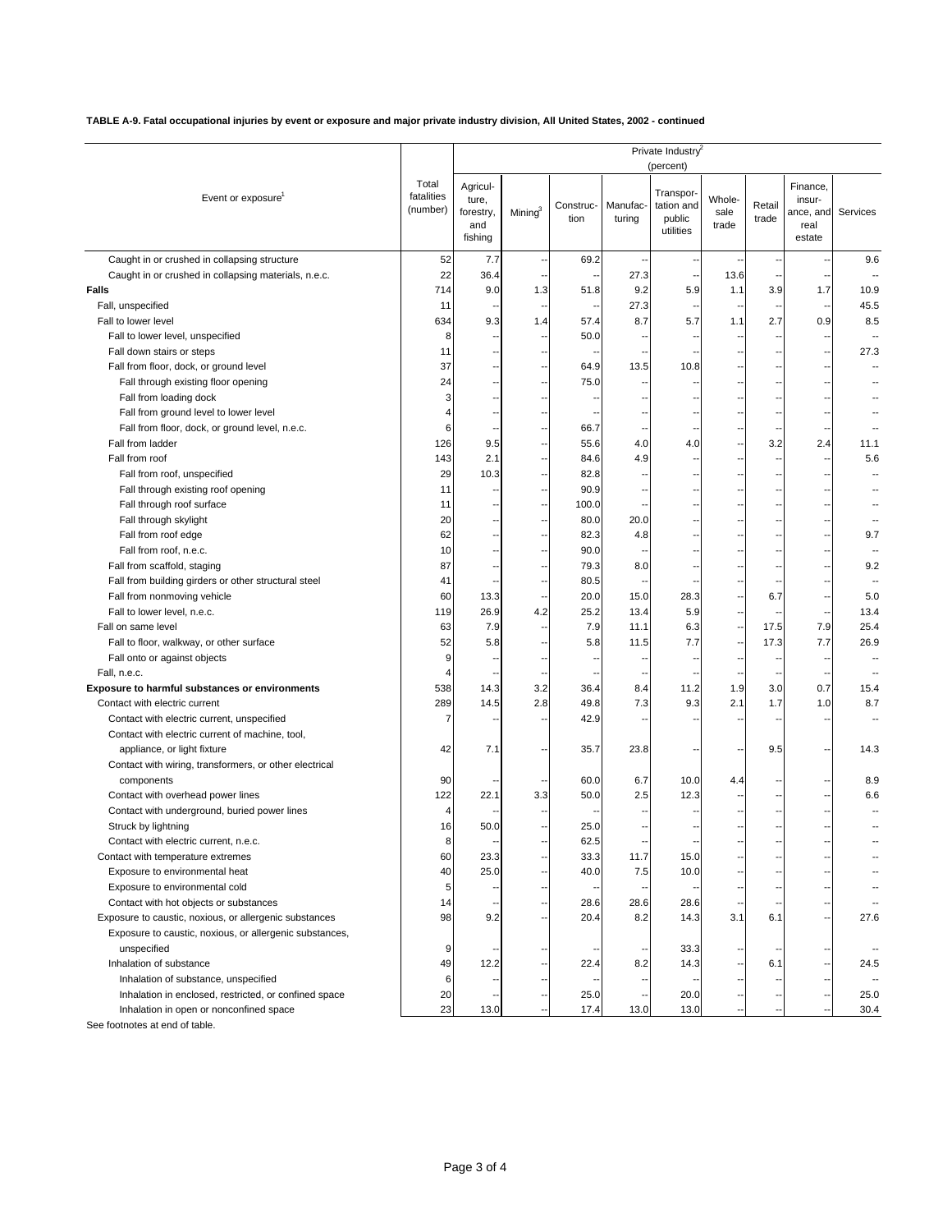**TABLE A-9. Fatal occupational injuries by event or exposure and major private industry division, All United States, 2002 - continued**

| Event or exposure[1] | Total fatalities (number) | Private Industry[2] (percent) | | | | | | | | |
|---|---|---|---|---|---|---|---|---|---|---|
| | | Agriculture, forestry, and fishing | Mining[3] | Construction | Manufacturing | Transportation and public utilities | Wholesale trade | Retail trade | Finance, insurance, and real estate | Services |
| Caught in or crushed in collapsing structure | 52 | 7.7 | -- | 69.2 | -- | -- | -- | -- | -- | 9.6 |
| Caught in or crushed in collapsing materials, n.e.c. | 22 | 36.4 | -- | -- | 27.3 | -- | 13.6 | -- | -- | -- |
| **Falls** | 714 | 9.0 | 1.3 | 51.8 | 9.2 | 5.9 | 1.1 | 3.9 | 1.7 | 10.9 |
| Fall, unspecified | 11 | -- | -- | -- | 27.3 | -- | -- | -- | -- | 45.5 |
| Fall to lower level | 634 | 9.3 | 1.4 | 57.4 | 8.7 | 5.7 | 1.1 | 2.7 | 0.9 | 8.5 |
| Fall to lower level, unspecified | 8 | -- | -- | 50.0 | -- | -- | -- | -- | -- | -- |
| Fall down stairs or steps | 11 | -- | -- | -- | -- | -- | -- | -- | -- | 27.3 |
| Fall from floor, dock, or ground level | 37 | -- | -- | 64.9 | 13.5 | 10.8 | -- | -- | -- | -- |
| Fall through existing floor opening | 24 | -- | -- | 75.0 | -- | -- | -- | -- | -- | -- |
| Fall from loading dock | 3 | -- | -- | -- | -- | -- | -- | -- | -- | -- |
| Fall from ground level to lower level | 4 | -- | -- | -- | -- | -- | -- | -- | -- | -- |
| Fall from floor, dock, or ground level, n.e.c. | 6 | -- | -- | 66.7 | -- | -- | -- | -- | -- | -- |
| Fall from ladder | 126 | 9.5 | -- | 55.6 | 4.0 | 4.0 | -- | 3.2 | 2.4 | 11.1 |
| Fall from roof | 143 | 2.1 | -- | 84.6 | 4.9 | -- | -- | -- | -- | 5.6 |
| Fall from roof, unspecified | 29 | 10.3 | -- | 82.8 | -- | -- | -- | -- | -- | -- |
| Fall through existing roof opening | 11 | -- | -- | 90.9 | -- | -- | -- | -- | -- | -- |
| Fall through roof surface | 11 | -- | -- | 100.0 | -- | -- | -- | -- | -- | -- |
| Fall through skylight | 20 | -- | -- | 80.0 | 20.0 | -- | -- | -- | -- | -- |
| Fall from roof edge | 62 | -- | -- | 82.3 | 4.8 | -- | -- | -- | -- | 9.7 |
| Fall from roof, n.e.c. | 10 | -- | -- | 90.0 | -- | -- | -- | -- | -- | -- |
| Fall from scaffold, staging | 87 | -- | -- | 79.3 | 8.0 | -- | -- | -- | -- | 9.2 |
| Fall from building girders or other structural steel | 41 | -- | -- | 80.5 | -- | -- | -- | -- | -- | -- |
| Fall from nonmoving vehicle | 60 | 13.3 | -- | 20.0 | 15.0 | 28.3 | -- | 6.7 | -- | 5.0 |
| Fall to lower level, n.e.c. | 119 | 26.9 | 4.2 | 25.2 | 13.4 | 5.9 | -- | -- | -- | 13.4 |
| Fall on same level | 63 | 7.9 | -- | 7.9 | 11.1 | 6.3 | -- | 17.5 | 7.9 | 25.4 |
| Fall to floor, walkway, or other surface | 52 | 5.8 | -- | 5.8 | 11.5 | 7.7 | -- | 17.3 | 7.7 | 26.9 |
| Fall onto or against objects | 9 | -- | -- | -- | -- | -- | -- | -- | -- | -- |
| Fall, n.e.c. | 4 | -- | -- | -- | -- | -- | -- | -- | -- | -- |
| **Exposure to harmful substances or environments** | 538 | 14.3 | 3.2 | 36.4 | 8.4 | 11.2 | 1.9 | 3.0 | 0.7 | 15.4 |
| Contact with electric current | 289 | 14.5 | 2.8 | 49.8 | 7.3 | 9.3 | 2.1 | 1.7 | 1.0 | 8.7 |
| Contact with electric current, unspecified | 7 | -- | -- | 42.9 | -- | -- | -- | -- | -- | -- |
| Contact with electric current of machine, tool, appliance, or light fixture | 42 | 7.1 | -- | 35.7 | 23.8 | -- | -- | 9.5 | -- | 14.3 |
| Contact with wiring, transformers, or other electrical components | 90 | -- | -- | 60.0 | 6.7 | 10.0 | 4.4 | -- | -- | 8.9 |
| Contact with overhead power lines | 122 | 22.1 | 3.3 | 50.0 | 2.5 | 12.3 | -- | -- | -- | 6.6 |
| Contact with underground, buried power lines | 4 | -- | -- | -- | -- | -- | -- | -- | -- | -- |
| Struck by lightning | 16 | 50.0 | -- | 25.0 | -- | -- | -- | -- | -- | -- |
| Contact with electric current, n.e.c. | 8 | -- | -- | 62.5 | -- | -- | -- | -- | -- | -- |
| Contact with temperature extremes | 60 | 23.3 | -- | 33.3 | 11.7 | 15.0 | -- | -- | -- | -- |
| Exposure to environmental heat | 40 | 25.0 | -- | 40.0 | 7.5 | 10.0 | -- | -- | -- | -- |
| Exposure to environmental cold | 5 | -- | -- | -- | -- | -- | -- | -- | -- | -- |
| Contact with hot objects or substances | 14 | -- | -- | 28.6 | 28.6 | 28.6 | -- | -- | -- | -- |
| Exposure to caustic, noxious, or allergenic substances | 98 | 9.2 | -- | 20.4 | 8.2 | 14.3 | 3.1 | 6.1 | -- | 27.6 |
| Exposure to caustic, noxious, or allergenic substances, unspecified | 9 | -- | -- | -- | -- | 33.3 | -- | -- | -- | -- |
| Inhalation of substance | 49 | 12.2 | -- | 22.4 | 8.2 | 14.3 | -- | 6.1 | -- | 24.5 |
| Inhalation of substance, unspecified | 6 | -- | -- | -- | -- | -- | -- | -- | -- | -- |
| Inhalation in enclosed, restricted, or confined space | 20 | -- | -- | 25.0 | -- | 20.0 | -- | -- | -- | 25.0 |
| Inhalation in open or nonconfined space | 23 | 13.0 | -- | 17.4 | 13.0 | 13.0 | -- | -- | -- | 30.4 |

See footnotes at end of table.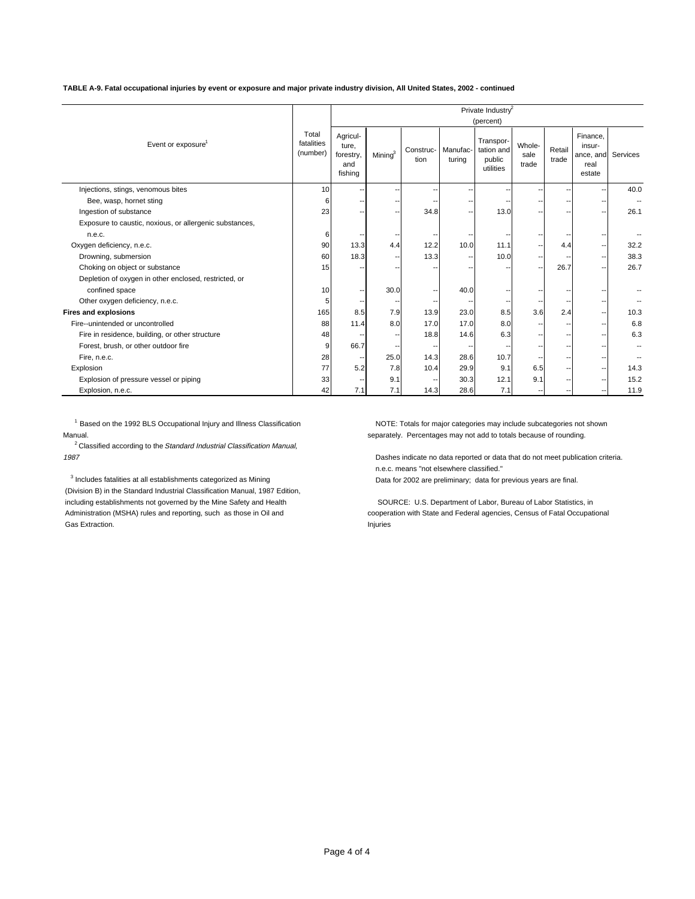**TABLE A-9. Fatal occupational injuries by event or exposure and major private industry division, All United States, 2002 - continued**

| Event or exposure[1] | Total fatalities (number) | Private Industry[2] (percent) | | | | | | | | |
|---|---|---|---|---|---|---|---|---|---|---|
| | | Agriculture, forestry, and fishing | Mining[3] | Construction | Manufacturing | Transportation and public utilities | Wholesale trade | Retail trade | Finance, insurance, and real estate | Services |
| Injections, stings, venomous bites | 10 | -- | -- | -- | -- | -- | -- | -- | -- | 40.0 |
| Bee, wasp, hornet sting | 6 | -- | -- | -- | -- | -- | -- | -- | -- | -- |
| Ingestion of substance | 23 | -- | -- | 34.8 | -- | 13.0 | -- | -- | -- | 26.1 |
| Exposure to caustic, noxious, or allergenic substances, n.e.c. | 6 | -- | -- | -- | -- | -- | -- | -- | -- | -- |
| Oxygen deficiency, n.e.c. | 90 | 13.3 | 4.4 | 12.2 | 10.0 | 11.1 | -- | 4.4 | -- | 32.2 |
| Drowning, submersion | 60 | 18.3 | -- | 13.3 | -- | 10.0 | -- | -- | -- | 38.3 |
| Choking on object or substance | 15 | -- | -- | -- | -- | -- | -- | 26.7 | -- | 26.7 |
| Depletion of oxygen in other enclosed, restricted, or confined space | 10 | -- | 30.0 | -- | 40.0 | -- | -- | -- | -- | -- |
| Other oxygen deficiency, n.e.c. | 5 | -- | -- | -- | -- | -- | -- | -- | -- | -- |
| **Fires and explosions** | 165 | 8.5 | 7.9 | 13.9 | 23.0 | 8.5 | 3.6 | 2.4 | -- | 10.3 |
| Fire--unintended or uncontrolled | 88 | 11.4 | 8.0 | 17.0 | 17.0 | 8.0 | -- | -- | -- | 6.8 |
| Fire in residence, building, or other structure | 48 | -- | -- | 18.8 | 14.6 | 6.3 | -- | -- | -- | 6.3 |
| Forest, brush, or other outdoor fire | 9 | 66.7 | -- | -- | -- | -- | -- | -- | -- | -- |
| Fire, n.e.c. | 28 | -- | 25.0 | 14.3 | 28.6 | 10.7 | -- | -- | -- | -- |
| Explosion | 77 | 5.2 | 7.8 | 10.4 | 29.9 | 9.1 | 6.5 | -- | -- | 14.3 |
| Explosion of pressure vessel or piping | 33 | -- | 9.1 | -- | 30.3 | 12.1 | 9.1 | -- | -- | 15.2 |
| Explosion, n.e.c. | 42 | 7.1 | 7.1 | 14.3 | 28.6 | 7.1 | -- | -- | -- | 11.9 |

[1] Based on the 1992 BLS Occupational Injury and Illness Classification Manual.

[2] Classified according to the *Standard Industrial Classification Manual, 1987*

[3] Includes fatalities at all establishments categorized as Mining (Division B) in the Standard Industrial Classification Manual, 1987 Edition, including establishments not governed by the Mine Safety and Health Administration (MSHA) rules and reporting, such as those in Oil and Gas Extraction.

NOTE: Totals for major categories may include subcategories not shown separately. Percentages may not add to totals because of rounding.

Dashes indicate no data reported or data that do not meet publication criteria. n.e.c. means "not elsewhere classified." Data for 2002 are preliminary; data for previous years are final.

SOURCE: U.S. Department of Labor, Bureau of Labor Statistics, in cooperation with State and Federal agencies, Census of Fatal Occupational Injuries